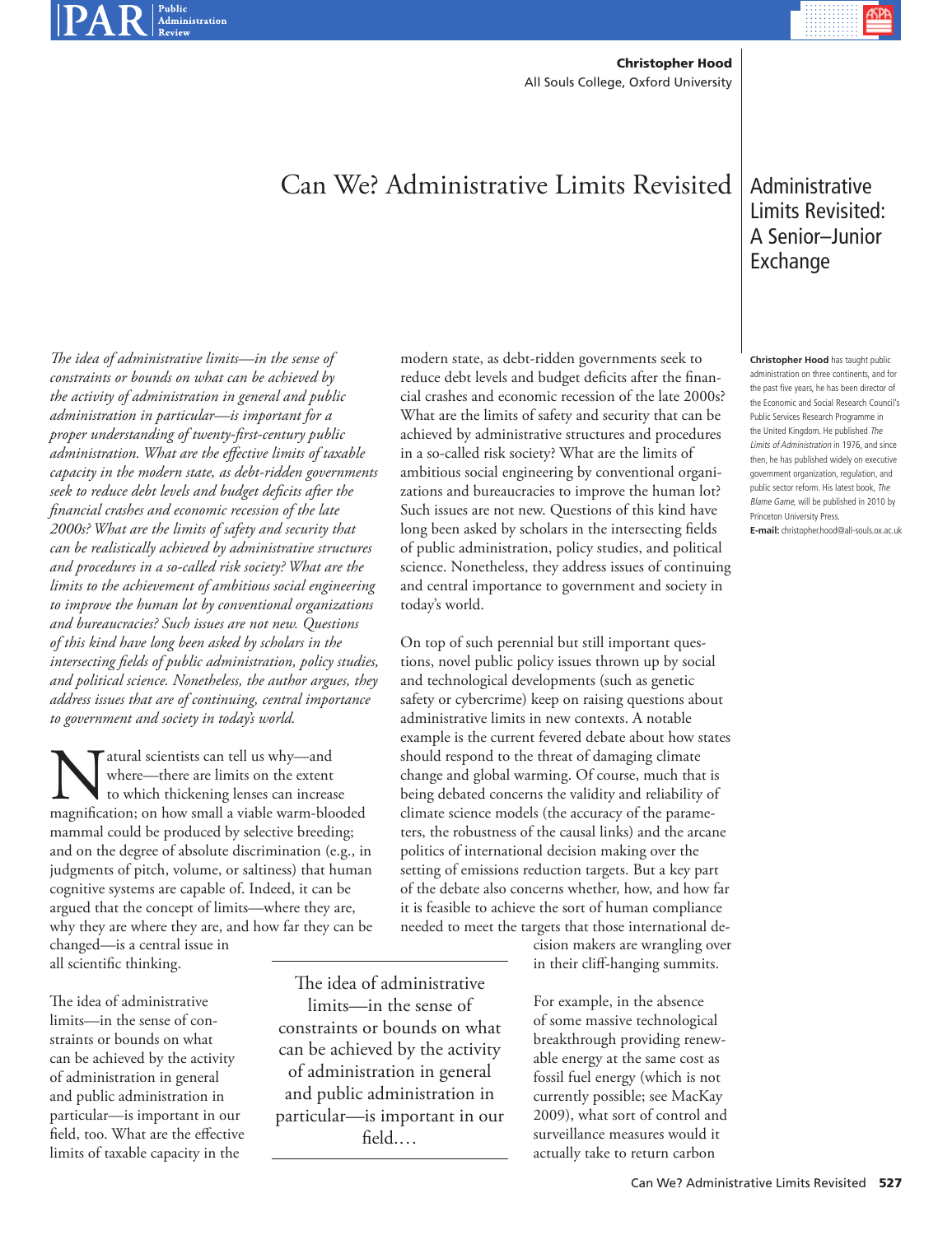Christopher Hood
All Souls College, Oxford University

# Can We? Administrative Limits Revisited

Administrative Limits Revisited: A Senior–Junior Exchange

**Christopher Hood** has taught public administration on three continents, and for the past five years, he has been director of the Economic and Social Research Council's Public Services Research Programme in the United Kingdom. He published *The Limits of Administration* in 1976, and since then, he has published widely on executive government organization, regulation, and public sector reform. His latest book, *The Blame Game,* will be published in 2010 by Princeton University Press.
**E-mail:** christopher.hood@all-souls.ox.ac.uk

*The idea of administrative limits—in the sense of constraints or bounds on what can be achieved by the activity of administration in general and public administration in particular—is important for a proper understanding of twenty-first-century public administration. What are the effective limits of taxable capacity in the modern state, as debt-ridden governments seek to reduce debt levels and budget deficits after the financial crashes and economic recession of the late 2000s? What are the limits of safety and security that can be realistically achieved by administrative structures and procedures in a so-called risk society? What are the limits to the achievement of ambitious social engineering to improve the human lot by conventional organizations and bureaucracies? Such issues are not new. Questions of this kind have long been asked by scholars in the intersecting fields of public administration, policy studies, and political science. Nonetheless, the author argues, they address issues that are of continuing, central importance to government and society in today's world.*

Natural scientists can tell us why—and where—there are limits on the extent to which thickening lenses can increase magnification; on how small a viable warm-blooded mammal could be produced by selective breeding; and on the degree of absolute discrimination (e.g., in judgments of pitch, volume, or saltiness) that human cognitive systems are capable of. Indeed, it can be argued that the concept of limits—where they are, why they are where they are, and how far they can be changed—is a central issue in all scientific thinking.

The idea of administrative limits—in the sense of constraints or bounds on what can be achieved by the activity of administration in general and public administration in particular—is important in our field, too. What are the effective limits of taxable capacity in the modern state, as debt-ridden governments seek to reduce debt levels and budget deficits after the financial crashes and economic recession of the late 2000s? What are the limits of safety and security that can be achieved by administrative structures and procedures in a so-called risk society? What are the limits of ambitious social engineering by conventional organizations and bureaucracies to improve the human lot? Such issues are not new. Questions of this kind have long been asked by scholars in the intersecting fields of public administration, policy studies, and political science. Nonetheless, they address issues of continuing and central importance to government and society in today's world.

> The idea of administrative limits—in the sense of constraints or bounds on what can be achieved by the activity of administration in general and public administration in particular—is important in our field.…

On top of such perennial but still important questions, novel public policy issues thrown up by social and technological developments (such as genetic safety or cybercrime) keep on raising questions about administrative limits in new contexts. A notable example is the current fevered debate about how states should respond to the threat of damaging climate change and global warming. Of course, much that is being debated concerns the validity and reliability of climate science models (the accuracy of the parameters, the robustness of the causal links) and the arcane politics of international decision making over the setting of emissions reduction targets. But a key part of the debate also concerns whether, how, and how far it is feasible to achieve the sort of human compliance needed to meet the targets that those international decision makers are wrangling over in their cliff-hanging summits.

For example, in the absence of some massive technological breakthrough providing renewable energy at the same cost as fossil fuel energy (which is not currently possible; see MacKay 2009), what sort of control and surveillance measures would it actually take to return carbon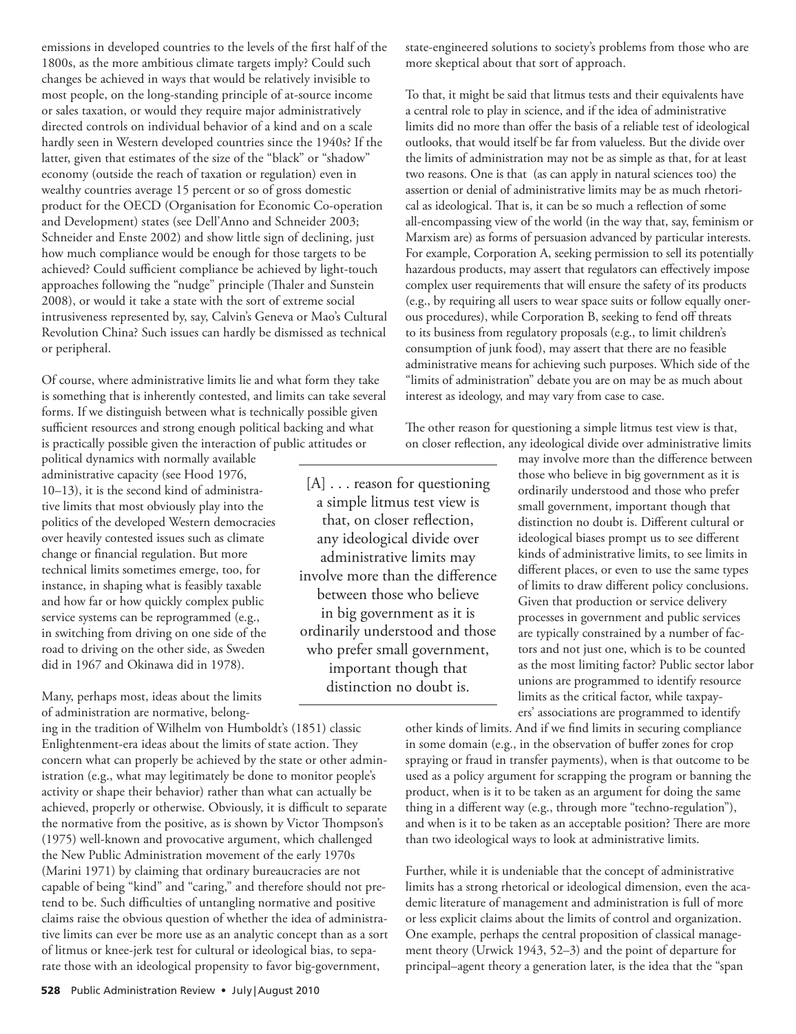emissions in developed countries to the levels of the first half of the 1800s, as the more ambitious climate targets imply? Could such changes be achieved in ways that would be relatively invisible to most people, on the long-standing principle of at-source income or sales taxation, or would they require major administratively directed controls on individual behavior of a kind and on a scale hardly seen in Western developed countries since the 1940s? If the latter, given that estimates of the size of the "black" or "shadow" economy (outside the reach of taxation or regulation) even in wealthy countries average 15 percent or so of gross domestic product for the OECD (Organisation for Economic Co-operation and Development) states (see Dell'Anno and Schneider 2003; Schneider and Enste 2002) and show little sign of declining, just how much compliance would be enough for those targets to be achieved? Could sufficient compliance be achieved by light-touch approaches following the "nudge" principle (Thaler and Sunstein 2008), or would it take a state with the sort of extreme social intrusiveness represented by, say, Calvin's Geneva or Mao's Cultural Revolution China? Such issues can hardly be dismissed as technical or peripheral.

Of course, where administrative limits lie and what form they take is something that is inherently contested, and limits can take several forms. If we distinguish between what is technically possible given sufficient resources and strong enough political backing and what is practically possible given the interaction of public attitudes or political dynamics with normally available administrative capacity (see Hood 1976, 10–13), it is the second kind of administrative limits that most obviously play into the politics of the developed Western democracies over heavily contested issues such as climate change or financial regulation. But more technical limits sometimes emerge, too, for instance, in shaping what is feasibly taxable and how far or how quickly complex public service systems can be reprogrammed (e.g., in switching from driving on one side of the road to driving on the other side, as Sweden did in 1967 and Okinawa did in 1978).

Many, perhaps most, ideas about the limits of administration are normative, belonging in the tradition of Wilhelm von Humboldt's (1851) classic Enlightenment-era ideas about the limits of state action. They concern what can properly be achieved by the state or other administration (e.g., what may legitimately be done to monitor people's activity or shape their behavior) rather than what can actually be achieved, properly or otherwise. Obviously, it is difficult to separate the normative from the positive, as is shown by Victor Thompson's (1975) well-known and provocative argument, which challenged the New Public Administration movement of the early 1970s (Marini 1971) by claiming that ordinary bureaucracies are not capable of being "kind" and "caring," and therefore should not pretend to be. Such difficulties of untangling normative and positive claims raise the obvious question of whether the idea of administrative limits can ever be more use as an analytic concept than as a sort of litmus or knee-jerk test for cultural or ideological bias, to separate those with an ideological propensity to favor big-government, state-engineered solutions to society's problems from those who are more skeptical about that sort of approach.

To that, it might be said that litmus tests and their equivalents have a central role to play in science, and if the idea of administrative limits did no more than offer the basis of a reliable test of ideological outlooks, that would itself be far from valueless. But the divide over the limits of administration may not be as simple as that, for at least two reasons. One is that (as can apply in natural sciences too) the assertion or denial of administrative limits may be as much rhetorical as ideological. That is, it can be so much a reflection of some all-encompassing view of the world (in the way that, say, feminism or Marxism are) as forms of persuasion advanced by particular interests. For example, Corporation A, seeking permission to sell its potentially hazardous products, may assert that regulators can effectively impose complex user requirements that will ensure the safety of its products (e.g., by requiring all users to wear space suits or follow equally onerous procedures), while Corporation B, seeking to fend off threats to its business from regulatory proposals (e.g., to limit children's consumption of junk food), may assert that there are no feasible administrative means for achieving such purposes. Which side of the "limits of administration" debate you are on may be as much about interest as ideology, and may vary from case to case.

The other reason for questioning a simple litmus test view is that, on closer reflection, any ideological divide over administrative limits may involve more than the difference between those who believe in big government as it is ordinarily understood and those who prefer small government, important though that distinction no doubt is. Different cultural or ideological biases prompt us to see different kinds of administrative limits, to see limits in different places, or even to use the same types of limits to draw different policy conclusions. Given that production or service delivery processes in government and public services are typically constrained by a number of factors and not just one, which is to be counted as the most limiting factor? Public sector labor unions are programmed to identify resource limits as the critical factor, while taxpayers' associations are programmed to identify other kinds of limits. And if we find limits in securing compliance in some domain (e.g., in the observation of buffer zones for crop spraying or fraud in transfer payments), when is that outcome to be used as a policy argument for scrapping the program or banning the product, when is it to be taken as an argument for doing the same thing in a different way (e.g., through more "techno-regulation"), and when is it to be taken as an acceptable position? There are more than two ideological ways to look at administrative limits.

> [A] . . . reason for questioning a simple litmus test view is that, on closer reflection, any ideological divide over administrative limits may involve more than the difference between those who believe in big government as it is ordinarily understood and those who prefer small government, important though that distinction no doubt is.

Further, while it is undeniable that the concept of administrative limits has a strong rhetorical or ideological dimension, even the academic literature of management and administration is full of more or less explicit claims about the limits of control and organization. One example, perhaps the central proposition of classical management theory (Urwick 1943, 52–3) and the point of departure for principal–agent theory a generation later, is the idea that the "span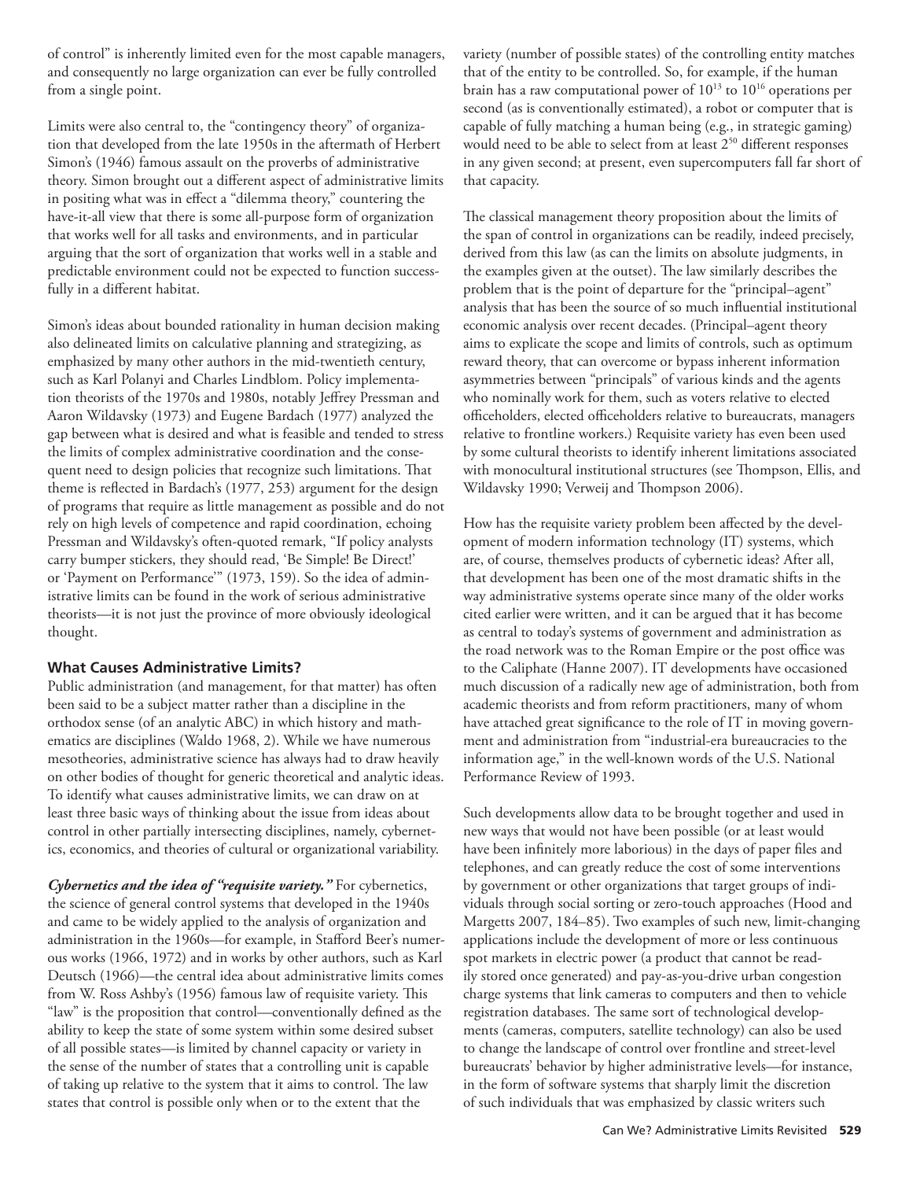of control" is inherently limited even for the most capable managers, and consequently no large organization can ever be fully controlled from a single point.

Limits were also central to, the "contingency theory" of organization that developed from the late 1950s in the aftermath of Herbert Simon's (1946) famous assault on the proverbs of administrative theory. Simon brought out a different aspect of administrative limits in positing what was in effect a "dilemma theory," countering the have-it-all view that there is some all-purpose form of organization that works well for all tasks and environments, and in particular arguing that the sort of organization that works well in a stable and predictable environment could not be expected to function successfully in a different habitat.

Simon's ideas about bounded rationality in human decision making also delineated limits on calculative planning and strategizing, as emphasized by many other authors in the mid-twentieth century, such as Karl Polanyi and Charles Lindblom. Policy implementation theorists of the 1970s and 1980s, notably Jeffrey Pressman and Aaron Wildavsky (1973) and Eugene Bardach (1977) analyzed the gap between what is desired and what is feasible and tended to stress the limits of complex administrative coordination and the consequent need to design policies that recognize such limitations. That theme is reflected in Bardach's (1977, 253) argument for the design of programs that require as little management as possible and do not rely on high levels of competence and rapid coordination, echoing Pressman and Wildavsky's often-quoted remark, "If policy analysts carry bumper stickers, they should read, 'Be Simple! Be Direct!' or 'Payment on Performance'" (1973, 159). So the idea of administrative limits can be found in the work of serious administrative theorists—it is not just the province of more obviously ideological thought.

## What Causes Administrative Limits?

Public administration (and management, for that matter) has often been said to be a subject matter rather than a discipline in the orthodox sense (of an analytic ABC) in which history and mathematics are disciplines (Waldo 1968, 2). While we have numerous mesotheories, administrative science has always had to draw heavily on other bodies of thought for generic theoretical and analytic ideas. To identify what causes administrative limits, we can draw on at least three basic ways of thinking about the issue from ideas about control in other partially intersecting disciplines, namely, cybernetics, economics, and theories of cultural or organizational variability.

***Cybernetics and the idea of "requisite variety."*** For cybernetics, the science of general control systems that developed in the 1940s and came to be widely applied to the analysis of organization and administration in the 1960s—for example, in Stafford Beer's numerous works (1966, 1972) and in works by other authors, such as Karl Deutsch (1966)—the central idea about administrative limits comes from W. Ross Ashby's (1956) famous law of requisite variety. This "law" is the proposition that control—conventionally defined as the ability to keep the state of some system within some desired subset of all possible states—is limited by channel capacity or variety in the sense of the number of states that a controlling unit is capable of taking up relative to the system that it aims to control. The law states that control is possible only when or to the extent that the variety (number of possible states) of the controlling entity matches that of the entity to be controlled. So, for example, if the human brain has a raw computational power of $10^{13}$ to $10^{16}$ operations per second (as is conventionally estimated), a robot or computer that is capable of fully matching a human being (e.g., in strategic gaming) would need to be able to select from at least $2^{50}$ different responses in any given second; at present, even supercomputers fall far short of that capacity.

The classical management theory proposition about the limits of the span of control in organizations can be readily, indeed precisely, derived from this law (as can the limits on absolute judgments, in the examples given at the outset). The law similarly describes the problem that is the point of departure for the "principal–agent" analysis that has been the source of so much influential institutional economic analysis over recent decades. (Principal–agent theory aims to explicate the scope and limits of controls, such as optimum reward theory, that can overcome or bypass inherent information asymmetries between "principals" of various kinds and the agents who nominally work for them, such as voters relative to elected officeholders, elected officeholders relative to bureaucrats, managers relative to frontline workers.) Requisite variety has even been used by some cultural theorists to identify inherent limitations associated with monocultural institutional structures (see Thompson, Ellis, and Wildavsky 1990; Verweij and Thompson 2006).

How has the requisite variety problem been affected by the development of modern information technology (IT) systems, which are, of course, themselves products of cybernetic ideas? After all, that development has been one of the most dramatic shifts in the way administrative systems operate since many of the older works cited earlier were written, and it can be argued that it has become as central to today's systems of government and administration as the road network was to the Roman Empire or the post office was to the Caliphate (Hanne 2007). IT developments have occasioned much discussion of a radically new age of administration, both from academic theorists and from reform practitioners, many of whom have attached great significance to the role of IT in moving government and administration from "industrial-era bureaucracies to the information age," in the well-known words of the U.S. National Performance Review of 1993.

Such developments allow data to be brought together and used in new ways that would not have been possible (or at least would have been infinitely more laborious) in the days of paper files and telephones, and can greatly reduce the cost of some interventions by government or other organizations that target groups of individuals through social sorting or zero-touch approaches (Hood and Margetts 2007, 184–85). Two examples of such new, limit-changing applications include the development of more or less continuous spot markets in electric power (a product that cannot be readily stored once generated) and pay-as-you-drive urban congestion charge systems that link cameras to computers and then to vehicle registration databases. The same sort of technological developments (cameras, computers, satellite technology) can also be used to change the landscape of control over frontline and street-level bureaucrats' behavior by higher administrative levels—for instance, in the form of software systems that sharply limit the discretion of such individuals that was emphasized by classic writers such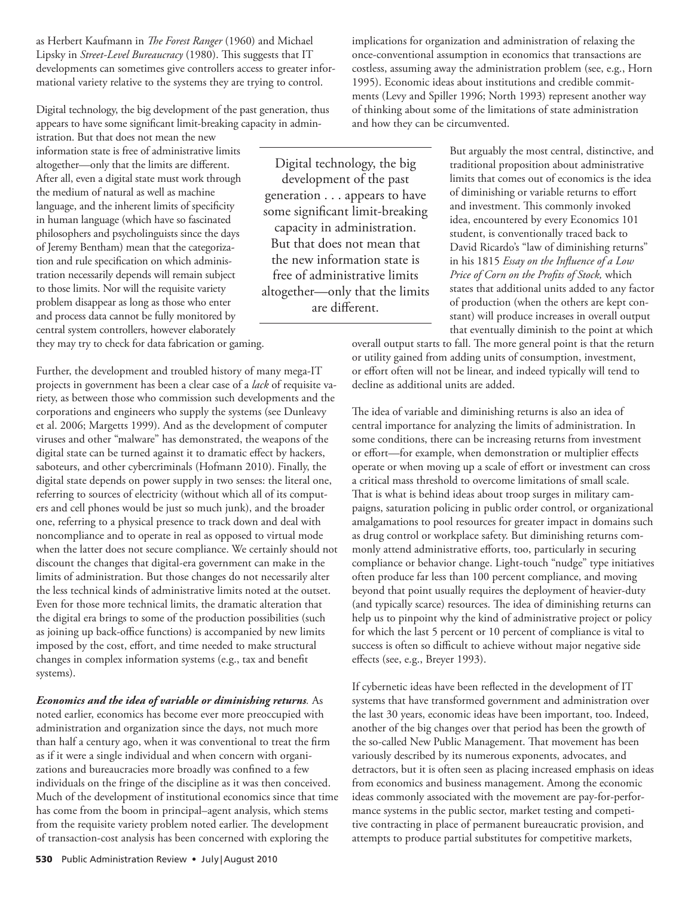as Herbert Kaufmann in *The Forest Ranger* (1960) and Michael Lipsky in *Street-Level Bureaucracy* (1980). This suggests that IT developments can sometimes give controllers access to greater informational variety relative to the systems they are trying to control.

Digital technology, the big development of the past generation, thus appears to have some significant limit-breaking capacity in administration. But that does not mean the new information state is free of administrative limits altogether—only that the limits are different. After all, even a digital state must work through the medium of natural as well as machine language, and the inherent limits of specificity in human language (which have so fascinated philosophers and psycholinguists since the days of Jeremy Bentham) mean that the categorization and rule specification on which administration necessarily depends will remain subject to those limits. Nor will the requisite variety problem disappear as long as those who enter and process data cannot be fully monitored by central system controllers, however elaborately they may try to check for data fabrication or gaming.

> Digital technology, the big development of the past generation . . . appears to have some significant limit-breaking capacity in administration. But that does not mean that the new information state is free of administrative limits altogether—only that the limits are different.

Further, the development and troubled history of many mega-IT projects in government has been a clear case of a *lack* of requisite variety, as between those who commission such developments and the corporations and engineers who supply the systems (see Dunleavy et al. 2006; Margetts 1999). And as the development of computer viruses and other "malware" has demonstrated, the weapons of the digital state can be turned against it to dramatic effect by hackers, saboteurs, and other cybercriminals (Hofmann 2010). Finally, the digital state depends on power supply in two senses: the literal one, referring to sources of electricity (without which all of its computers and cell phones would be just so much junk), and the broader one, referring to a physical presence to track down and deal with noncompliance and to operate in real as opposed to virtual mode when the latter does not secure compliance. We certainly should not discount the changes that digital-era government can make in the limits of administration. But those changes do not necessarily alter the less technical kinds of administrative limits noted at the outset. Even for those more technical limits, the dramatic alteration that the digital era brings to some of the production possibilities (such as joining up back-office functions) is accompanied by new limits imposed by the cost, effort, and time needed to make structural changes in complex information systems (e.g., tax and benefit systems).

***Economics and the idea of variable or diminishing returns*.** As noted earlier, economics has become ever more preoccupied with administration and organization since the days, not much more than half a century ago, when it was conventional to treat the firm as if it were a single individual and when concern with organizations and bureaucracies more broadly was confined to a few individuals on the fringe of the discipline as it was then conceived. Much of the development of institutional economics since that time has come from the boom in principal–agent analysis, which stems from the requisite variety problem noted earlier. The development of transaction-cost analysis has been concerned with exploring the implications for organization and administration of relaxing the once-conventional assumption in economics that transactions are costless, assuming away the administration problem (see, e.g., Horn 1995). Economic ideas about institutions and credible commitments (Levy and Spiller 1996; North 1993) represent another way of thinking about some of the limitations of state administration and how they can be circumvented.

But arguably the most central, distinctive, and traditional proposition about administrative limits that comes out of economics is the idea of diminishing or variable returns to effort and investment. This commonly invoked idea, encountered by every Economics 101 student, is conventionally traced back to David Ricardo's "law of diminishing returns" in his 1815 *Essay on the Influence of a Low Price of Corn on the Profits of Stock,* which states that additional units added to any factor of production (when the others are kept constant) will produce increases in overall output that eventually diminish to the point at which overall output starts to fall. The more general point is that the return or utility gained from adding units of consumption, investment, or effort often will not be linear, and indeed typically will tend to decline as additional units are added.

The idea of variable and diminishing returns is also an idea of central importance for analyzing the limits of administration. In some conditions, there can be increasing returns from investment or effort—for example, when demonstration or multiplier effects operate or when moving up a scale of effort or investment can cross a critical mass threshold to overcome limitations of small scale. That is what is behind ideas about troop surges in military campaigns, saturation policing in public order control, or organizational amalgamations to pool resources for greater impact in domains such as drug control or workplace safety. But diminishing returns commonly attend administrative efforts, too, particularly in securing compliance or behavior change. Light-touch "nudge" type initiatives often produce far less than 100 percent compliance, and moving beyond that point usually requires the deployment of heavier-duty (and typically scarce) resources. The idea of diminishing returns can help us to pinpoint why the kind of administrative project or policy for which the last 5 percent or 10 percent of compliance is vital to success is often so difficult to achieve without major negative side effects (see, e.g., Breyer 1993).

If cybernetic ideas have been reflected in the development of IT systems that have transformed government and administration over the last 30 years, economic ideas have been important, too. Indeed, another of the big changes over that period has been the growth of the so-called New Public Management. That movement has been variously described by its numerous exponents, advocates, and detractors, but it is often seen as placing increased emphasis on ideas from economics and business management. Among the economic ideas commonly associated with the movement are pay-for-performance systems in the public sector, market testing and competitive contracting in place of permanent bureaucratic provision, and attempts to produce partial substitutes for competitive markets,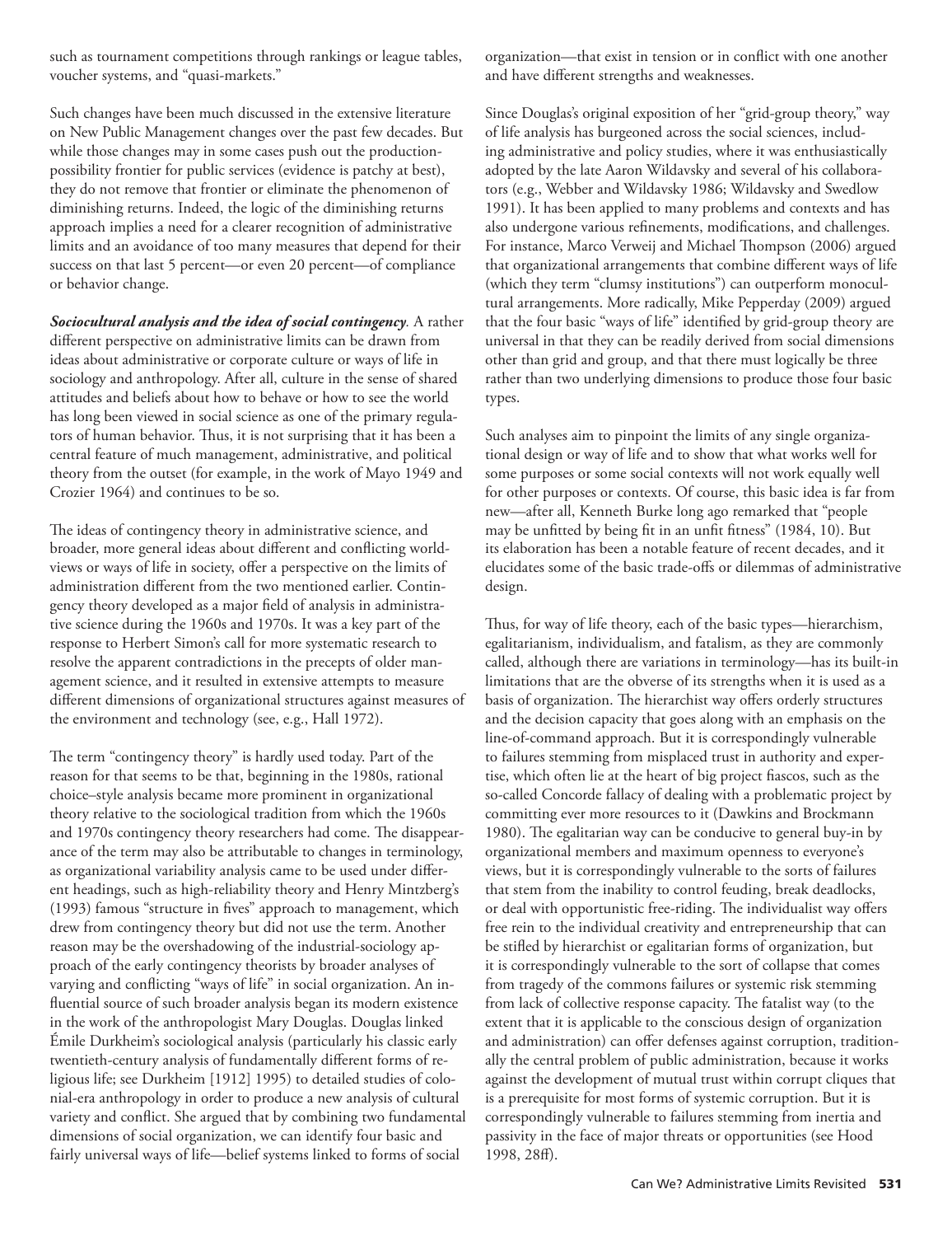such as tournament competitions through rankings or league tables, voucher systems, and "quasi-markets."

Such changes have been much discussed in the extensive literature on New Public Management changes over the past few decades. But while those changes may in some cases push out the production-possibility frontier for public services (evidence is patchy at best), they do not remove that frontier or eliminate the phenomenon of diminishing returns. Indeed, the logic of the diminishing returns approach implies a need for a clearer recognition of administrative limits and an avoidance of too many measures that depend for their success on that last 5 percent—or even 20 percent—of compliance or behavior change.

***Sociocultural analysis and the idea of social contingency.*** A rather different perspective on administrative limits can be drawn from ideas about administrative or corporate culture or ways of life in sociology and anthropology. After all, culture in the sense of shared attitudes and beliefs about how to behave or how to see the world has long been viewed in social science as one of the primary regulators of human behavior. Thus, it is not surprising that it has been a central feature of much management, administrative, and political theory from the outset (for example, in the work of Mayo 1949 and Crozier 1964) and continues to be so.

The ideas of contingency theory in administrative science, and broader, more general ideas about different and conflicting worldviews or ways of life in society, offer a perspective on the limits of administration different from the two mentioned earlier. Contingency theory developed as a major field of analysis in administrative science during the 1960s and 1970s. It was a key part of the response to Herbert Simon's call for more systematic research to resolve the apparent contradictions in the precepts of older management science, and it resulted in extensive attempts to measure different dimensions of organizational structures against measures of the environment and technology (see, e.g., Hall 1972).

The term "contingency theory" is hardly used today. Part of the reason for that seems to be that, beginning in the 1980s, rational choice–style analysis became more prominent in organizational theory relative to the sociological tradition from which the 1960s and 1970s contingency theory researchers had come. The disappearance of the term may also be attributable to changes in terminology, as organizational variability analysis came to be used under different headings, such as high-reliability theory and Henry Mintzberg's (1993) famous "structure in fives" approach to management, which drew from contingency theory but did not use the term. Another reason may be the overshadowing of the industrial-sociology approach of the early contingency theorists by broader analyses of varying and conflicting "ways of life" in social organization. An influential source of such broader analysis began its modern existence in the work of the anthropologist Mary Douglas. Douglas linked Émile Durkheim's sociological analysis (particularly his classic early twentieth-century analysis of fundamentally different forms of religious life; see Durkheim [1912] 1995) to detailed studies of colonial-era anthropology in order to produce a new analysis of cultural variety and conflict. She argued that by combining two fundamental dimensions of social organization, we can identify four basic and fairly universal ways of life—belief systems linked to forms of social organization—that exist in tension or in conflict with one another and have different strengths and weaknesses.

Since Douglas's original exposition of her "grid-group theory," way of life analysis has burgeoned across the social sciences, including administrative and policy studies, where it was enthusiastically adopted by the late Aaron Wildavsky and several of his collaborators (e.g., Webber and Wildavsky 1986; Wildavsky and Swedlow 1991). It has been applied to many problems and contexts and has also undergone various refinements, modifications, and challenges. For instance, Marco Verweij and Michael Thompson (2006) argued that organizational arrangements that combine different ways of life (which they term "clumsy institutions") can outperform monocultural arrangements. More radically, Mike Pepperday (2009) argued that the four basic "ways of life" identified by grid-group theory are universal in that they can be readily derived from social dimensions other than grid and group, and that there must logically be three rather than two underlying dimensions to produce those four basic types.

Such analyses aim to pinpoint the limits of any single organizational design or way of life and to show that what works well for some purposes or some social contexts will not work equally well for other purposes or contexts. Of course, this basic idea is far from new—after all, Kenneth Burke long ago remarked that "people may be unfitted by being fit in an unfit fitness" (1984, 10). But its elaboration has been a notable feature of recent decades, and it elucidates some of the basic trade-offs or dilemmas of administrative design.

Thus, for way of life theory, each of the basic types—hierarchism, egalitarianism, individualism, and fatalism, as they are commonly called, although there are variations in terminology—has its built-in limitations that are the obverse of its strengths when it is used as a basis of organization. The hierarchist way offers orderly structures and the decision capacity that goes along with an emphasis on the line-of-command approach. But it is correspondingly vulnerable to failures stemming from misplaced trust in authority and expertise, which often lie at the heart of big project fiascos, such as the so-called Concorde fallacy of dealing with a problematic project by committing ever more resources to it (Dawkins and Brockmann 1980). The egalitarian way can be conducive to general buy-in by organizational members and maximum openness to everyone's views, but it is correspondingly vulnerable to the sorts of failures that stem from the inability to control feuding, break deadlocks, or deal with opportunistic free-riding. The individualist way offers free rein to the individual creativity and entrepreneurship that can be stifled by hierarchist or egalitarian forms of organization, but it is correspondingly vulnerable to the sort of collapse that comes from tragedy of the commons failures or systemic risk stemming from lack of collective response capacity. The fatalist way (to the extent that it is applicable to the conscious design of organization and administration) can offer defenses against corruption, traditionally the central problem of public administration, because it works against the development of mutual trust within corrupt cliques that is a prerequisite for most forms of systemic corruption. But it is correspondingly vulnerable to failures stemming from inertia and passivity in the face of major threats or opportunities (see Hood 1998, 28ff).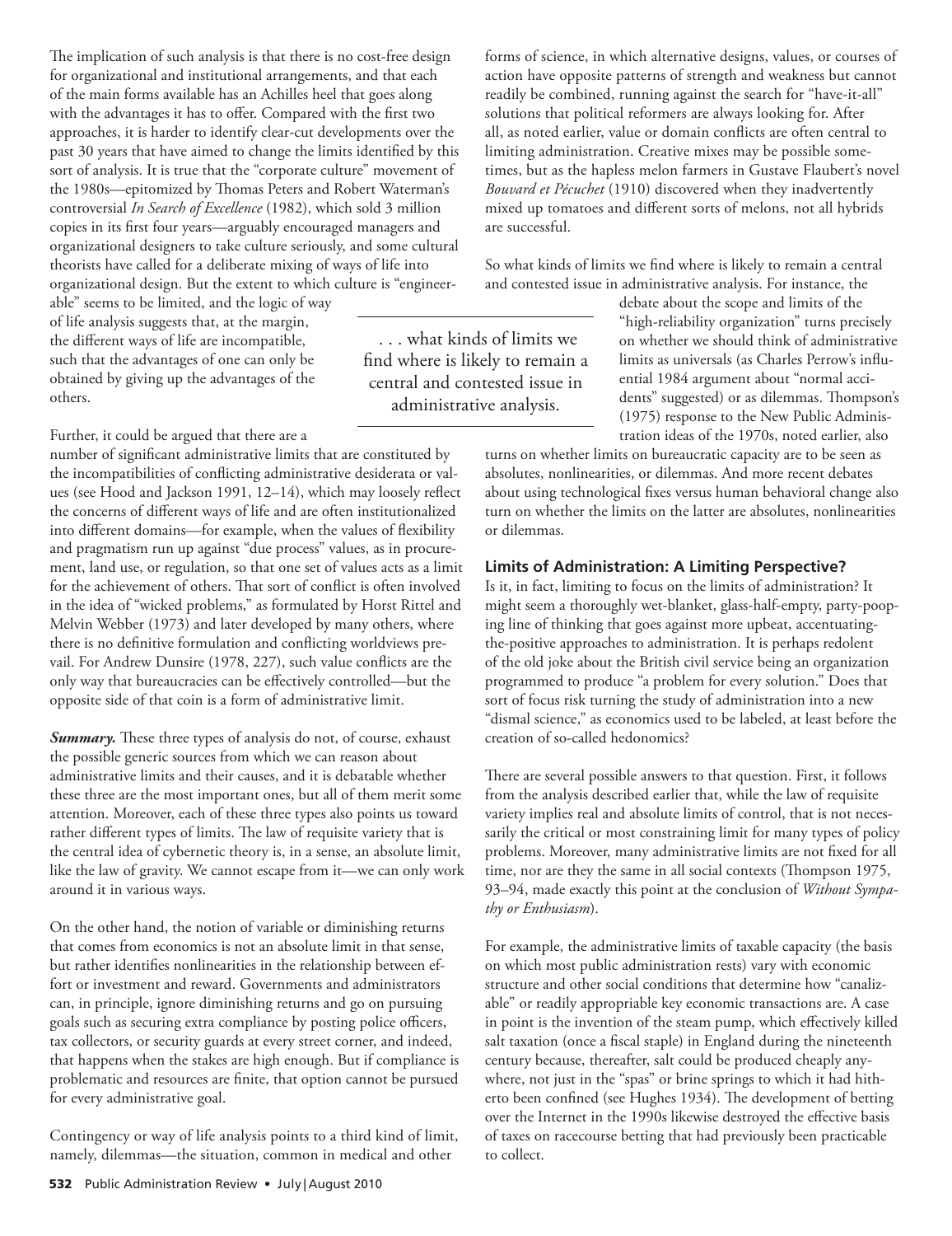The implication of such analysis is that there is no cost-free design for organizational and institutional arrangements, and that each of the main forms available has an Achilles heel that goes along with the advantages it has to offer. Compared with the first two approaches, it is harder to identify clear-cut developments over the past 30 years that have aimed to change the limits identified by this sort of analysis. It is true that the "corporate culture" movement of the 1980s—epitomized by Thomas Peters and Robert Waterman's controversial *In Search of Excellence* (1982), which sold 3 million copies in its first four years—arguably encouraged managers and organizational designers to take culture seriously, and some cultural theorists have called for a deliberate mixing of ways of life into organizational design. But the extent to which culture is "engineerable" seems to be limited, and the logic of way of life analysis suggests that, at the margin, the different ways of life are incompatible, such that the advantages of one can only be obtained by giving up the advantages of the others.

Further, it could be argued that there are a number of significant administrative limits that are constituted by the incompatibilities of conflicting administrative desiderata or values (see Hood and Jackson 1991, 12–14), which may loosely reflect the concerns of different ways of life and are often institutionalized into different domains—for example, when the values of flexibility and pragmatism run up against "due process" values, as in procurement, land use, or regulation, so that one set of values acts as a limit for the achievement of others. That sort of conflict is often involved in the idea of "wicked problems," as formulated by Horst Rittel and Melvin Webber (1973) and later developed by many others, where there is no definitive formulation and conflicting worldviews prevail. For Andrew Dunsire (1978, 227), such value conflicts are the only way that bureaucracies can be effectively controlled—but the opposite side of that coin is a form of administrative limit.

***Summary.*** These three types of analysis do not, of course, exhaust the possible generic sources from which we can reason about administrative limits and their causes, and it is debatable whether these three are the most important ones, but all of them merit some attention. Moreover, each of these three types also points us toward rather different types of limits. The law of requisite variety that is the central idea of cybernetic theory is, in a sense, an absolute limit, like the law of gravity. We cannot escape from it—we can only work around it in various ways.

On the other hand, the notion of variable or diminishing returns that comes from economics is not an absolute limit in that sense, but rather identifies nonlinearities in the relationship between effort or investment and reward. Governments and administrators can, in principle, ignore diminishing returns and go on pursuing goals such as securing extra compliance by posting police officers, tax collectors, or security guards at every street corner, and indeed, that happens when the stakes are high enough. But if compliance is problematic and resources are finite, that option cannot be pursued for every administrative goal.

Contingency or way of life analysis points to a third kind of limit, namely, dilemmas—the situation, common in medical and other forms of science, in which alternative designs, values, or courses of action have opposite patterns of strength and weakness but cannot readily be combined, running against the search for "have-it-all" solutions that political reformers are always looking for. After all, as noted earlier, value or domain conflicts are often central to limiting administration. Creative mixes may be possible sometimes, but as the hapless melon farmers in Gustave Flaubert's novel *Bouvard et Pécuchet* (1910) discovered when they inadvertently mixed up tomatoes and different sorts of melons, not all hybrids are successful.

So what kinds of limits we find where is likely to remain a central and contested issue in administrative analysis. For instance, the debate about the scope and limits of the "high-reliability organization" turns precisely on whether we should think of administrative limits as universals (as Charles Perrow's influential 1984 argument about "normal accidents" suggested) or as dilemmas. Thompson's (1975) response to the New Public Administration ideas of the 1970s, noted earlier, also turns on whether limits on bureaucratic capacity are to be seen as absolutes, nonlinearities, or dilemmas. And more recent debates about using technological fixes versus human behavioral change also turn on whether the limits on the latter are absolutes, nonlinearities or dilemmas.

> . . . what kinds of limits we find where is likely to remain a central and contested issue in administrative analysis.

### Limits of Administration: A Limiting Perspective?

Is it, in fact, limiting to focus on the limits of administration? It might seem a thoroughly wet-blanket, glass-half-empty, party-pooping line of thinking that goes against more upbeat, accentuating-the-positive approaches to administration. It is perhaps redolent of the old joke about the British civil service being an organization programmed to produce "a problem for every solution." Does that sort of focus risk turning the study of administration into a new "dismal science," as economics used to be labeled, at least before the creation of so-called hedonomics?

There are several possible answers to that question. First, it follows from the analysis described earlier that, while the law of requisite variety implies real and absolute limits of control, that is not necessarily the critical or most constraining limit for many types of policy problems. Moreover, many administrative limits are not fixed for all time, nor are they the same in all social contexts (Thompson 1975, 93–94, made exactly this point at the conclusion of *Without Sympathy or Enthusiasm*).

For example, the administrative limits of taxable capacity (the basis on which most public administration rests) vary with economic structure and other social conditions that determine how "canalizable" or readily appropriable key economic transactions are. A case in point is the invention of the steam pump, which effectively killed salt taxation (once a fiscal staple) in England during the nineteenth century because, thereafter, salt could be produced cheaply anywhere, not just in the "spas" or brine springs to which it had hitherto been confined (see Hughes 1934). The development of betting over the Internet in the 1990s likewise destroyed the effective basis of taxes on racecourse betting that had previously been practicable to collect.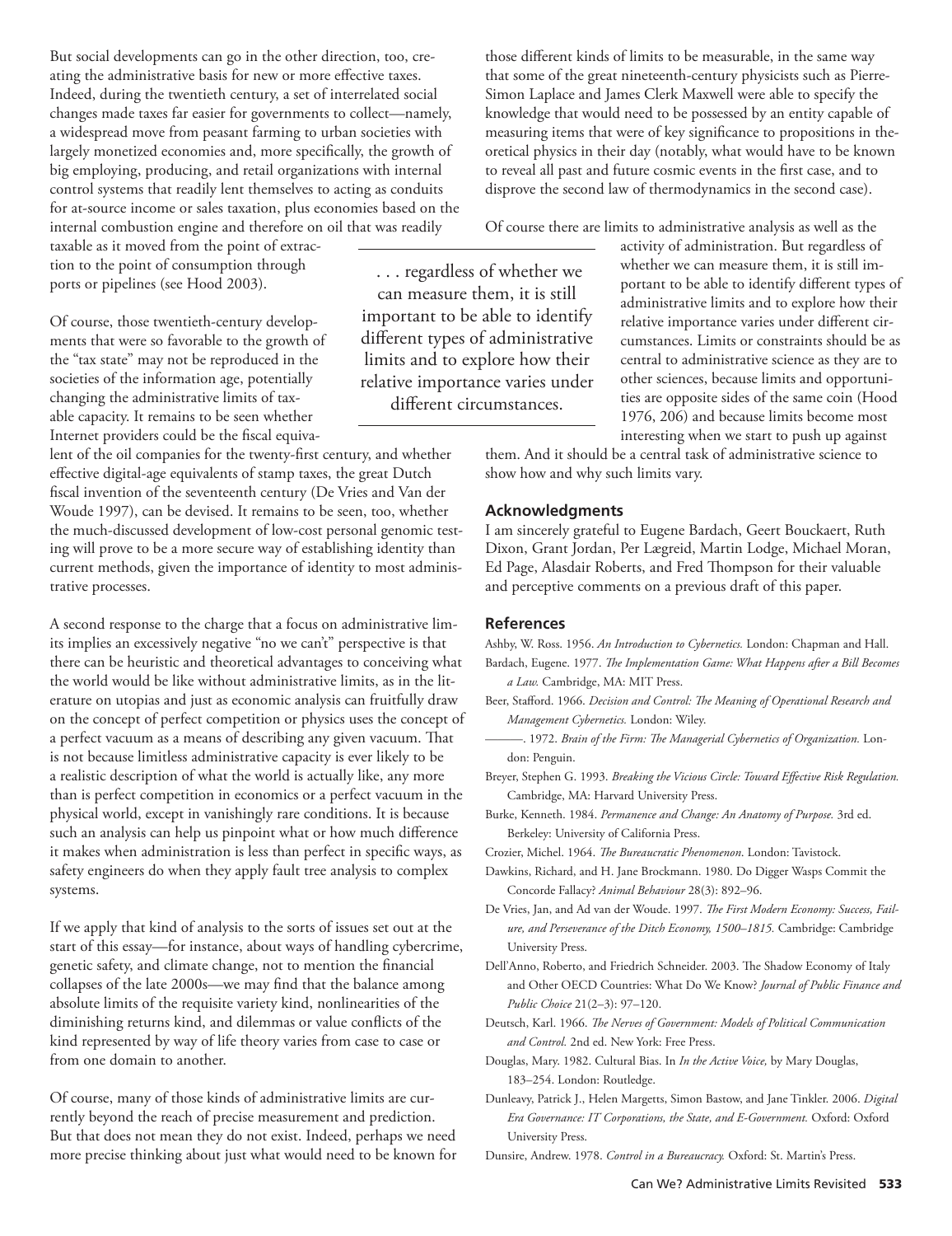But social developments can go in the other direction, too, creating the administrative basis for new or more effective taxes. Indeed, during the twentieth century, a set of interrelated social changes made taxes far easier for governments to collect—namely, a widespread move from peasant farming to urban societies with largely monetized economies and, more specifically, the growth of big employing, producing, and retail organizations with internal control systems that readily lent themselves to acting as conduits for at-source income or sales taxation, plus economies based on the internal combustion engine and therefore on oil that was readily taxable as it moved from the point of extraction to the point of consumption through ports or pipelines (see Hood 2003).

Of course, those twentieth-century developments that were so favorable to the growth of the "tax state" may not be reproduced in the societies of the information age, potentially changing the administrative limits of taxable capacity. It remains to be seen whether Internet providers could be the fiscal equivalent of the oil companies for the twenty-first century, and whether effective digital-age equivalents of stamp taxes, the great Dutch fiscal invention of the seventeenth century (De Vries and Van der Woude 1997), can be devised. It remains to be seen, too, whether the much-discussed development of low-cost personal genomic testing will prove to be a more secure way of establishing identity than current methods, given the importance of identity to most administrative processes.

A second response to the charge that a focus on administrative limits implies an excessively negative "no we can't" perspective is that there can be heuristic and theoretical advantages to conceiving what the world would be like without administrative limits, as in the literature on utopias and just as economic analysis can fruitfully draw on the concept of perfect competition or physics uses the concept of a perfect vacuum as a means of describing any given vacuum. That is not because limitless administrative capacity is ever likely to be a realistic description of what the world is actually like, any more than is perfect competition in economics or a perfect vacuum in the physical world, except in vanishingly rare conditions. It is because such an analysis can help us pinpoint what or how much difference it makes when administration is less than perfect in specific ways, as safety engineers do when they apply fault tree analysis to complex systems.

If we apply that kind of analysis to the sorts of issues set out at the start of this essay—for instance, about ways of handling cybercrime, genetic safety, and climate change, not to mention the financial collapses of the late 2000s—we may find that the balance among absolute limits of the requisite variety kind, nonlinearities of the diminishing returns kind, and dilemmas or value conflicts of the kind represented by way of life theory varies from case to case or from one domain to another.

Of course, many of those kinds of administrative limits are currently beyond the reach of precise measurement and prediction. But that does not mean they do not exist. Indeed, perhaps we need more precise thinking about just what would need to be known for those different kinds of limits to be measurable, in the same way that some of the great nineteenth-century physicists such as Pierre-Simon Laplace and James Clerk Maxwell were able to specify the knowledge that would need to be possessed by an entity capable of measuring items that were of key significance to propositions in theoretical physics in their day (notably, what would have to be known to reveal all past and future cosmic events in the first case, and to disprove the second law of thermodynamics in the second case).

> . . . regardless of whether we can measure them, it is still important to be able to identify different types of administrative limits and to explore how their relative importance varies under different circumstances.

Of course there are limits to administrative analysis as well as the activity of administration. But regardless of whether we can measure them, it is still important to be able to identify different types of administrative limits and to explore how their relative importance varies under different circumstances. Limits or constraints should be as central to administrative science as they are to other sciences, because limits and opportunities are opposite sides of the same coin (Hood 1976, 206) and because limits become most interesting when we start to push up against them. And it should be a central task of administrative science to show how and why such limits vary.

### Acknowledgments

I am sincerely grateful to Eugene Bardach, Geert Bouckaert, Ruth Dixon, Grant Jordan, Per Lægreid, Martin Lodge, Michael Moran, Ed Page, Alasdair Roberts, and Fred Thompson for their valuable and perceptive comments on a previous draft of this paper.

### References

Ashby, W. Ross. 1956. *An Introduction to Cybernetics.* London: Chapman and Hall.

Bardach, Eugene. 1977. *The Implementation Game: What Happens after a Bill Becomes a Law.* Cambridge, MA: MIT Press.

Beer, Stafford. 1966. *Decision and Control: The Meaning of Operational Research and Management Cybernetics.* London: Wiley.

———. 1972. *Brain of the Firm: The Managerial Cybernetics of Organization.* London: Penguin.

Breyer, Stephen G. 1993. *Breaking the Vicious Circle: Toward Effective Risk Regulation.* Cambridge, MA: Harvard University Press.

Burke, Kenneth. 1984. *Permanence and Change: An Anatomy of Purpose.* 3rd ed. Berkeley: University of California Press.

Crozier, Michel. 1964. *The Bureaucratic Phenomenon.* London: Tavistock.

Dawkins, Richard, and H. Jane Brockmann. 1980. Do Digger Wasps Commit the Concorde Fallacy? *Animal Behaviour* 28(3): 892–96.

De Vries, Jan, and Ad van der Woude. 1997. *The First Modern Economy: Success, Failure, and Perseverance of the Ditch Economy, 1500–1815.* Cambridge: Cambridge University Press.

Dell'Anno, Roberto, and Friedrich Schneider. 2003. The Shadow Economy of Italy and Other OECD Countries: What Do We Know? *Journal of Public Finance and Public Choice* 21(2–3): 97–120.

Deutsch, Karl. 1966. *The Nerves of Government: Models of Political Communication and Control.* 2nd ed. New York: Free Press.

Douglas, Mary. 1982. Cultural Bias. In *In the Active Voice,* by Mary Douglas, 183–254. London: Routledge.

Dunleavy, Patrick J., Helen Margetts, Simon Bastow, and Jane Tinkler. 2006. *Digital Era Governance: IT Corporations, the State, and E-Government.* Oxford: Oxford University Press.

Dunsire, Andrew. 1978. *Control in a Bureaucracy.* Oxford: St. Martin's Press.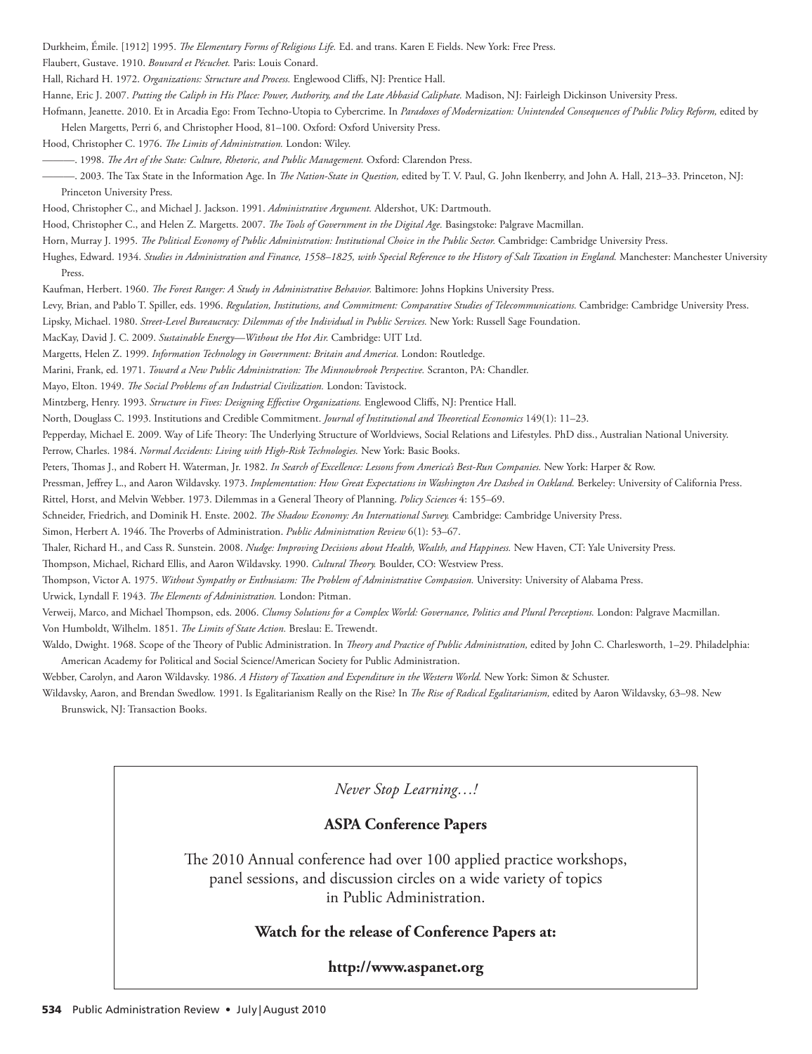Durkheim, Émile. [1912] 1995. *The Elementary Forms of Religious Life.* Ed. and trans. Karen E Fields. New York: Free Press.

Flaubert, Gustave. 1910. *Bouvard et Pécuchet.* Paris: Louis Conard.

Hall, Richard H. 1972. *Organizations: Structure and Process.* Englewood Cliffs, NJ: Prentice Hall.

Hanne, Eric J. 2007. *Putting the Caliph in His Place: Power, Authority, and the Late Abbasid Caliphate.* Madison, NJ: Fairleigh Dickinson University Press.

Hofmann, Jeanette. 2010. Et in Arcadia Ego: From Techno-Utopia to Cybercrime. In *Paradoxes of Modernization: Unintended Consequences of Public Policy Reform,* edited by Helen Margetts, Perri 6, and Christopher Hood, 81–100. Oxford: Oxford University Press.

Hood, Christopher C. 1976. *The Limits of Administration.* London: Wiley.

———. 1998. *The Art of the State: Culture, Rhetoric, and Public Management.* Oxford: Clarendon Press.

———. 2003. The Tax State in the Information Age. In *The Nation-State in Question,* edited by T. V. Paul, G. John Ikenberry, and John A. Hall, 213–33. Princeton, NJ: Princeton University Press.

Hood, Christopher C., and Michael J. Jackson. 1991. *Administrative Argument.* Aldershot, UK: Dartmouth.

Hood, Christopher C., and Helen Z. Margetts. 2007. *The Tools of Government in the Digital Age.* Basingstoke: Palgrave Macmillan.

Horn, Murray J. 1995. *The Political Economy of Public Administration: Institutional Choice in the Public Sector.* Cambridge: Cambridge University Press.

Hughes, Edward. 1934. *Studies in Administration and Finance, 1558–1825, with Special Reference to the History of Salt Taxation in England.* Manchester: Manchester University Press.

Kaufman, Herbert. 1960. *The Forest Ranger: A Study in Administrative Behavior.* Baltimore: Johns Hopkins University Press.

Levy, Brian, and Pablo T. Spiller, eds. 1996. *Regulation, Institutions, and Commitment: Comparative Studies of Telecommunications.* Cambridge: Cambridge University Press.

Lipsky, Michael. 1980. *Street-Level Bureaucracy: Dilemmas of the Individual in Public Services.* New York: Russell Sage Foundation.

MacKay, David J. C. 2009. *Sustainable Energy—Without the Hot Air.* Cambridge: UIT Ltd.

Margetts, Helen Z. 1999. *Information Technology in Government: Britain and America.* London: Routledge.

Marini, Frank, ed. 1971. *Toward a New Public Administration: The Minnowbrook Perspective.* Scranton, PA: Chandler.

Mayo, Elton. 1949. *The Social Problems of an Industrial Civilization.* London: Tavistock.

Mintzberg, Henry. 1993. *Structure in Fives: Designing Effective Organizations.* Englewood Cliffs, NJ: Prentice Hall.

North, Douglass C. 1993. Institutions and Credible Commitment. *Journal of Institutional and Theoretical Economics* 149(1): 11–23.

Pepperday, Michael E. 2009. Way of Life Theory: The Underlying Structure of Worldviews, Social Relations and Lifestyles. PhD diss., Australian National University.

Perrow, Charles. 1984. *Normal Accidents: Living with High-Risk Technologies.* New York: Basic Books.

Peters, Thomas J., and Robert H. Waterman, Jr. 1982. *In Search of Excellence: Lessons from America's Best-Run Companies.* New York: Harper & Row.

Pressman, Jeffrey L., and Aaron Wildavsky. 1973. *Implementation: How Great Expectations in Washington Are Dashed in Oakland.* Berkeley: University of California Press.

Rittel, Horst, and Melvin Webber. 1973. Dilemmas in a General Theory of Planning. *Policy Sciences* 4: 155–69.

Schneider, Friedrich, and Dominik H. Enste. 2002. *The Shadow Economy: An International Survey.* Cambridge: Cambridge University Press.

Simon, Herbert A. 1946. The Proverbs of Administration. *Public Administration Review* 6(1): 53–67.

Thaler, Richard H., and Cass R. Sunstein. 2008. *Nudge: Improving Decisions about Health, Wealth, and Happiness.* New Haven, CT: Yale University Press.

Thompson, Michael, Richard Ellis, and Aaron Wildavsky. 1990. *Cultural Theory.* Boulder, CO: Westview Press.

Thompson, Victor A. 1975. *Without Sympathy or Enthusiasm: The Problem of Administrative Compassion.* University: University of Alabama Press.

Urwick, Lyndall F. 1943. *The Elements of Administration.* London: Pitman.

Verweij, Marco, and Michael Thompson, eds. 2006. *Clumsy Solutions for a Complex World: Governance, Politics and Plural Perceptions.* London: Palgrave Macmillan.

Von Humboldt, Wilhelm. 1851. *The Limits of State Action.* Breslau: E. Trewendt.

Waldo, Dwight. 1968. Scope of the Theory of Public Administration. In *Theory and Practice of Public Administration,* edited by John C. Charlesworth, 1–29. Philadelphia: American Academy for Political and Social Science/American Society for Public Administration.

Webber, Carolyn, and Aaron Wildavsky. 1986. *A History of Taxation and Expenditure in the Western World.* New York: Simon & Schuster.

Wildavsky, Aaron, and Brendan Swedlow. 1991. Is Egalitarianism Really on the Rise? In *The Rise of Radical Egalitarianism,* edited by Aaron Wildavsky, 63–98. New Brunswick, NJ: Transaction Books.

*Never Stop Learning…!*

**ASPA Conference Papers**

The 2010 Annual conference had over 100 applied practice workshops, panel sessions, and discussion circles on a wide variety of topics in Public Administration.

**Watch for the release of Conference Papers at:**

**http://www.aspanet.org**